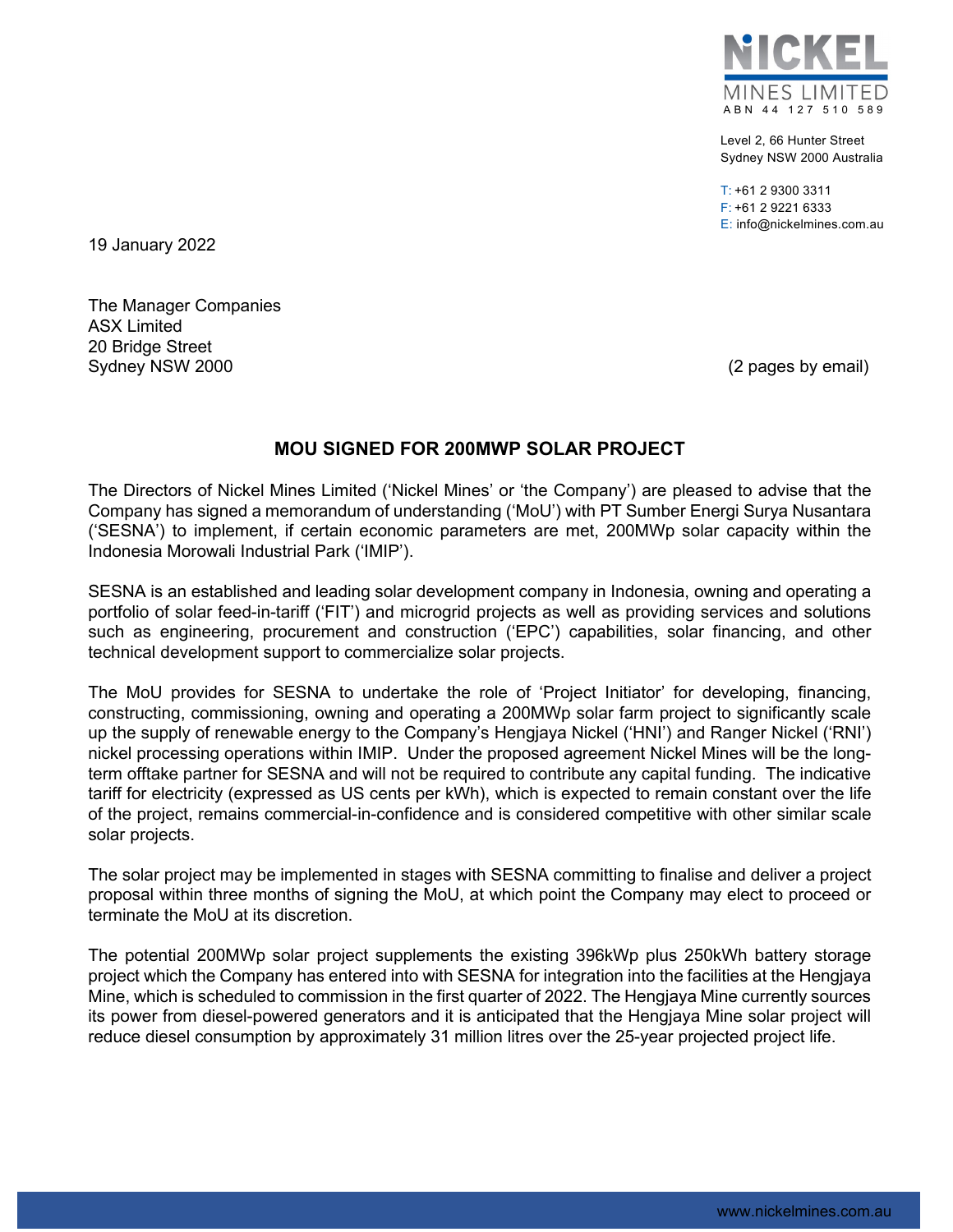Level 2, 66 Hunter Street
Sydney NSW 2000 Australia

T: +61 2 9300 3311
F: +61 2 9221 6333
E: info@nickelmines.com.au

19 January 2022

The Manager Companies
ASX Limited
20 Bridge Street
Sydney NSW 2000

(2 pages by email)

## MOU SIGNED FOR 200MWP SOLAR PROJECT

The Directors of Nickel Mines Limited ('Nickel Mines' or 'the Company') are pleased to advise that the Company has signed a memorandum of understanding ('MoU') with PT Sumber Energi Surya Nusantara ('SESNA') to implement, if certain economic parameters are met, 200MWp solar capacity within the Indonesia Morowali Industrial Park ('IMIP').

SESNA is an established and leading solar development company in Indonesia, owning and operating a portfolio of solar feed-in-tariff ('FIT') and microgrid projects as well as providing services and solutions such as engineering, procurement and construction ('EPC') capabilities, solar financing, and other technical development support to commercialize solar projects.

The MoU provides for SESNA to undertake the role of 'Project Initiator' for developing, financing, constructing, commissioning, owning and operating a 200MWp solar farm project to significantly scale up the supply of renewable energy to the Company's Hengjaya Nickel ('HNI') and Ranger Nickel ('RNI') nickel processing operations within IMIP. Under the proposed agreement Nickel Mines will be the long-term offtake partner for SESNA and will not be required to contribute any capital funding. The indicative tariff for electricity (expressed as US cents per kWh), which is expected to remain constant over the life of the project, remains commercial-in-confidence and is considered competitive with other similar scale solar projects.

The solar project may be implemented in stages with SESNA committing to finalise and deliver a project proposal within three months of signing the MoU, at which point the Company may elect to proceed or terminate the MoU at its discretion.

The potential 200MWp solar project supplements the existing 396kWp plus 250kWh battery storage project which the Company has entered into with SESNA for integration into the facilities at the Hengjaya Mine, which is scheduled to commission in the first quarter of 2022. The Hengjaya Mine currently sources its power from diesel-powered generators and it is anticipated that the Hengjaya Mine solar project will reduce diesel consumption by approximately 31 million litres over the 25-year projected project life.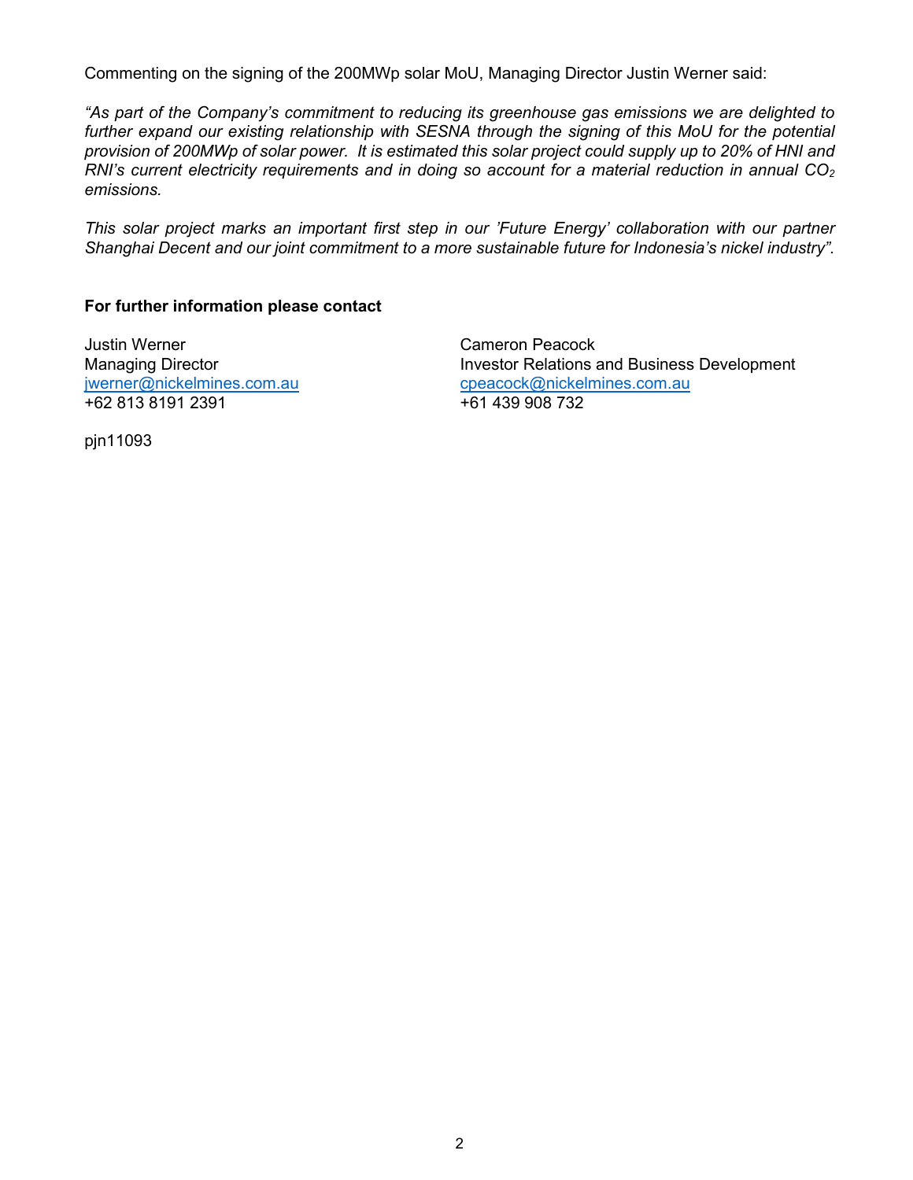Commenting on the signing of the 200MWp solar MoU, Managing Director Justin Werner said:

*"As part of the Company's commitment to reducing its greenhouse gas emissions we are delighted to further expand our existing relationship with SESNA through the signing of this MoU for the potential provision of 200MWp of solar power. It is estimated this solar project could supply up to 20% of HNI and RNI's current electricity requirements and in doing so account for a material reduction in annual $CO_2$ emissions.*

*This solar project marks an important first step in our 'Future Energy' collaboration with our partner Shanghai Decent and our joint commitment to a more sustainable future for Indonesia's nickel industry".*

**For further information please contact**

Justin Werner
Managing Director
jwerner@nickelmines.com.au
+62 813 8191 2391

Cameron Peacock
Investor Relations and Business Development
cpeacock@nickelmines.com.au
+61 439 908 732

pjn11093